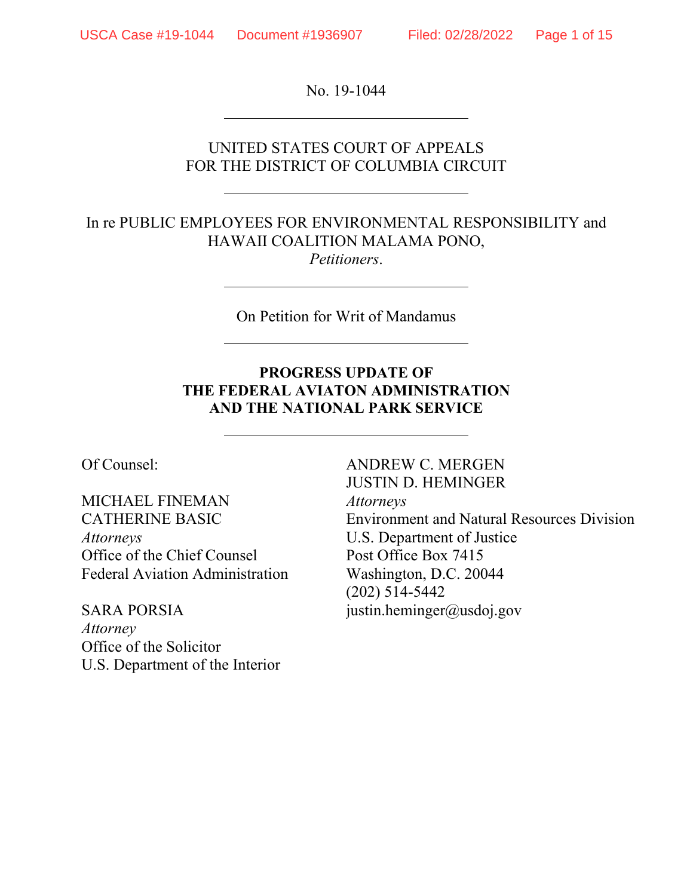No. 19-1044

---

UNITED STATES COURT OF APPEALS
FOR THE DISTRICT OF COLUMBIA CIRCUIT

---

In re PUBLIC EMPLOYEES FOR ENVIRONMENTAL RESPONSIBILITY and HAWAII COALITION MALAMA PONO,
*Petitioners*.

---

On Petition for Writ of Mandamus

---

**PROGRESS UPDATE OF**
**THE FEDERAL AVIATON ADMINISTRATION**
**AND THE NATIONAL PARK SERVICE**

---

Of Counsel:

MICHAEL FINEMAN
CATHERINE BASIC
*Attorneys*
Office of the Chief Counsel
Federal Aviation Administration

SARA PORSIA
*Attorney*
Office of the Solicitor
U.S. Department of the Interior

ANDREW C. MERGEN
JUSTIN D. HEMINGER
*Attorneys*
Environment and Natural Resources Division
U.S. Department of Justice
Post Office Box 7415
Washington, D.C. 20044
(202) 514-5442
justin.heminger@usdoj.gov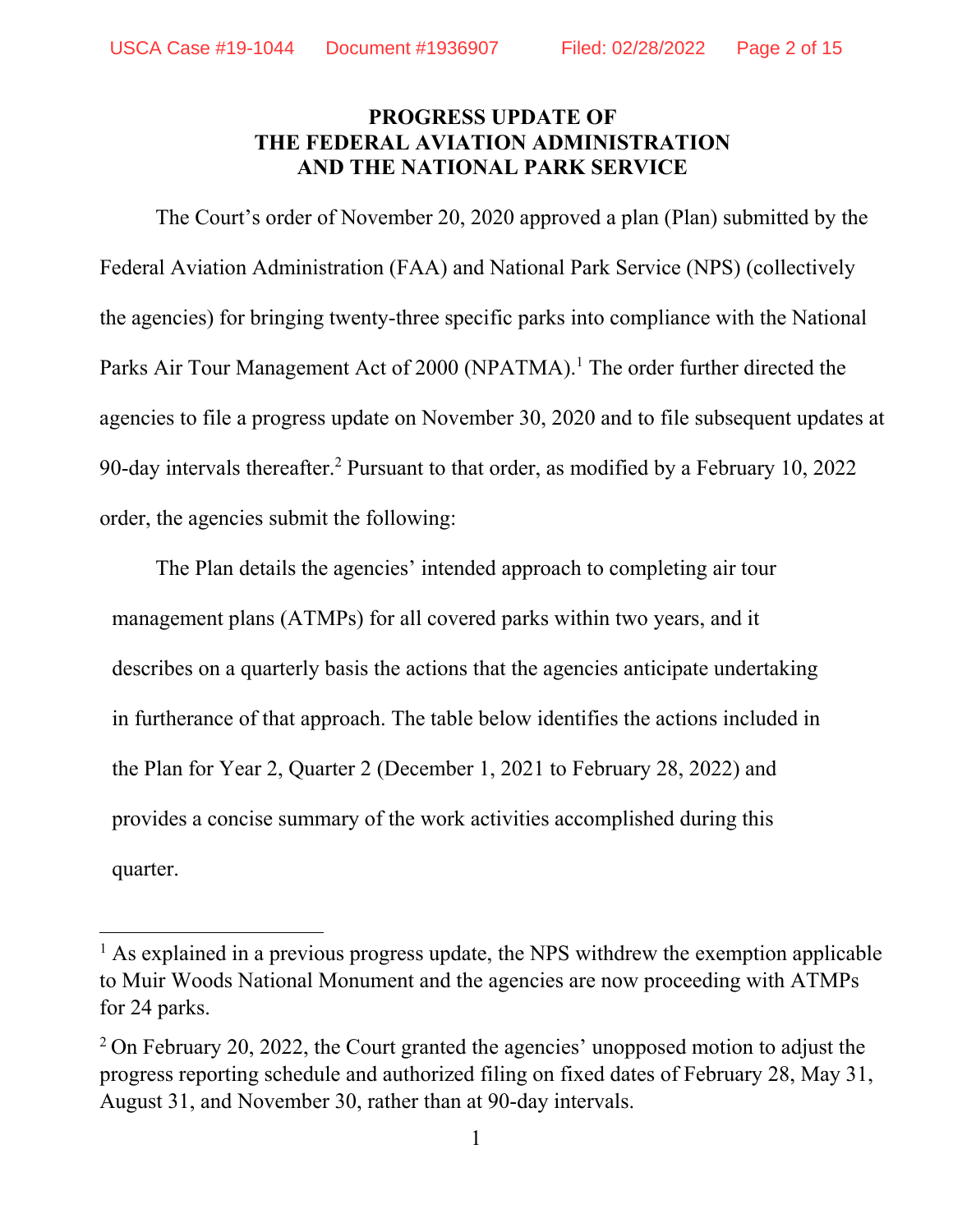**PROGRESS UPDATE OF
THE FEDERAL AVIATION ADMINISTRATION
AND THE NATIONAL PARK SERVICE**

The Court's order of November 20, 2020 approved a plan (Plan) submitted by the Federal Aviation Administration (FAA) and National Park Service (NPS) (collectively the agencies) for bringing twenty-three specific parks into compliance with the National Parks Air Tour Management Act of 2000 (NPATMA).[1] The order further directed the agencies to file a progress update on November 30, 2020 and to file subsequent updates at 90-day intervals thereafter.[2] Pursuant to that order, as modified by a February 10, 2022 order, the agencies submit the following:

The Plan details the agencies' intended approach to completing air tour management plans (ATMPs) for all covered parks within two years, and it describes on a quarterly basis the actions that the agencies anticipate undertaking in furtherance of that approach. The table below identifies the actions included in the Plan for Year 2, Quarter 2 (December 1, 2021 to February 28, 2022) and provides a concise summary of the work activities accomplished during this quarter.

---

[1] As explained in a previous progress update, the NPS withdrew the exemption applicable to Muir Woods National Monument and the agencies are now proceeding with ATMPs for 24 parks.

[2] On February 20, 2022, the Court granted the agencies' unopposed motion to adjust the progress reporting schedule and authorized filing on fixed dates of February 28, May 31, August 31, and November 30, rather than at 90-day intervals.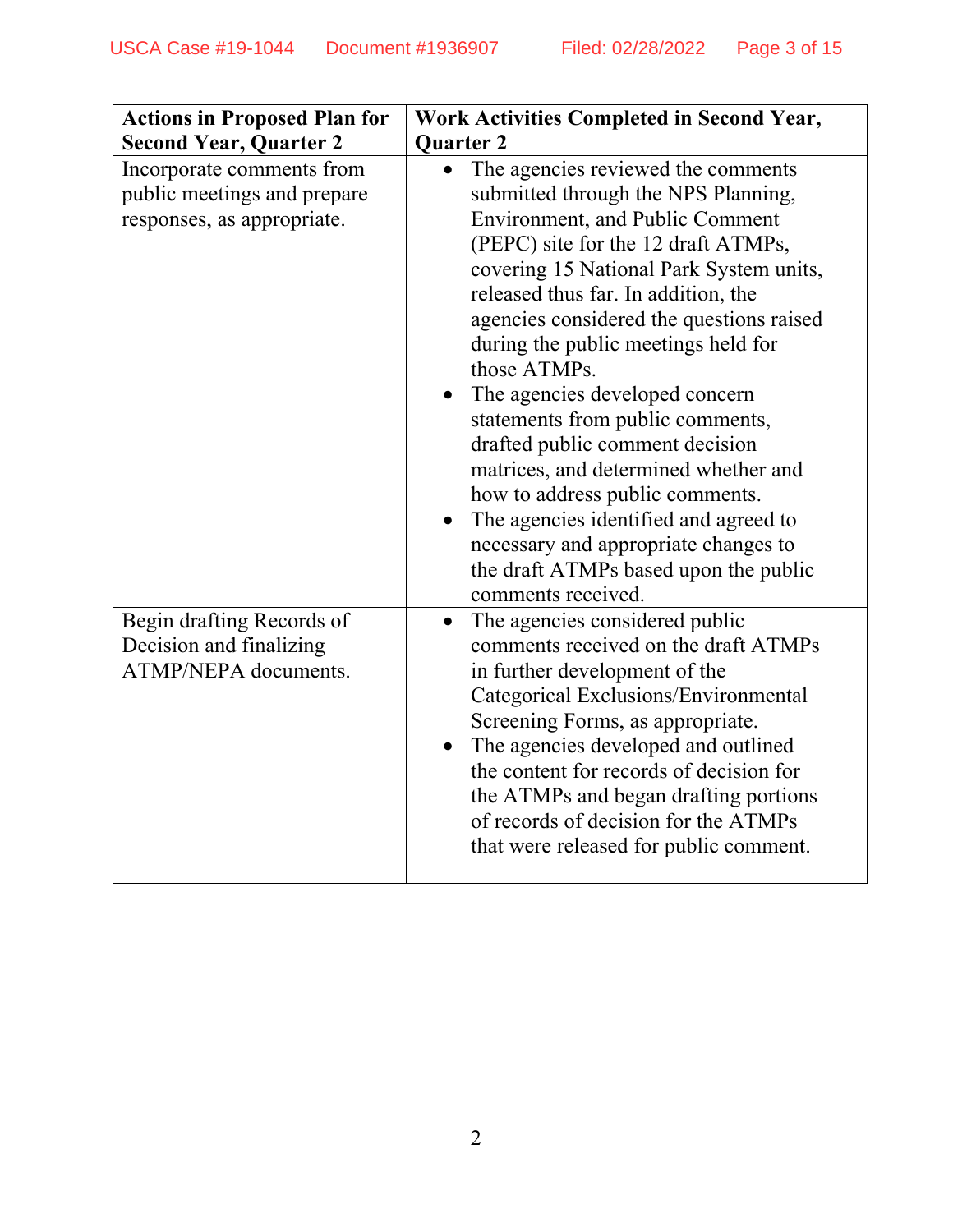| Actions in Proposed Plan for Second Year, Quarter 2 | Work Activities Completed in Second Year, Quarter 2 |
|---|---|
| Incorporate comments from public meetings and prepare responses, as appropriate. | • The agencies reviewed the comments submitted through the NPS Planning, Environment, and Public Comment (PEPC) site for the 12 draft ATMPs, covering 15 National Park System units, released thus far. In addition, the agencies considered the questions raised during the public meetings held for those ATMPs.<br>• The agencies developed concern statements from public comments, drafted public comment decision matrices, and determined whether and how to address public comments.<br>• The agencies identified and agreed to necessary and appropriate changes to the draft ATMPs based upon the public comments received. |
| Begin drafting Records of Decision and finalizing ATMP/NEPA documents. | • The agencies considered public comments received on the draft ATMPs in further development of the Categorical Exclusions/Environmental Screening Forms, as appropriate.<br>• The agencies developed and outlined the content for records of decision for the ATMPs and began drafting portions of records of decision for the ATMPs that were released for public comment. |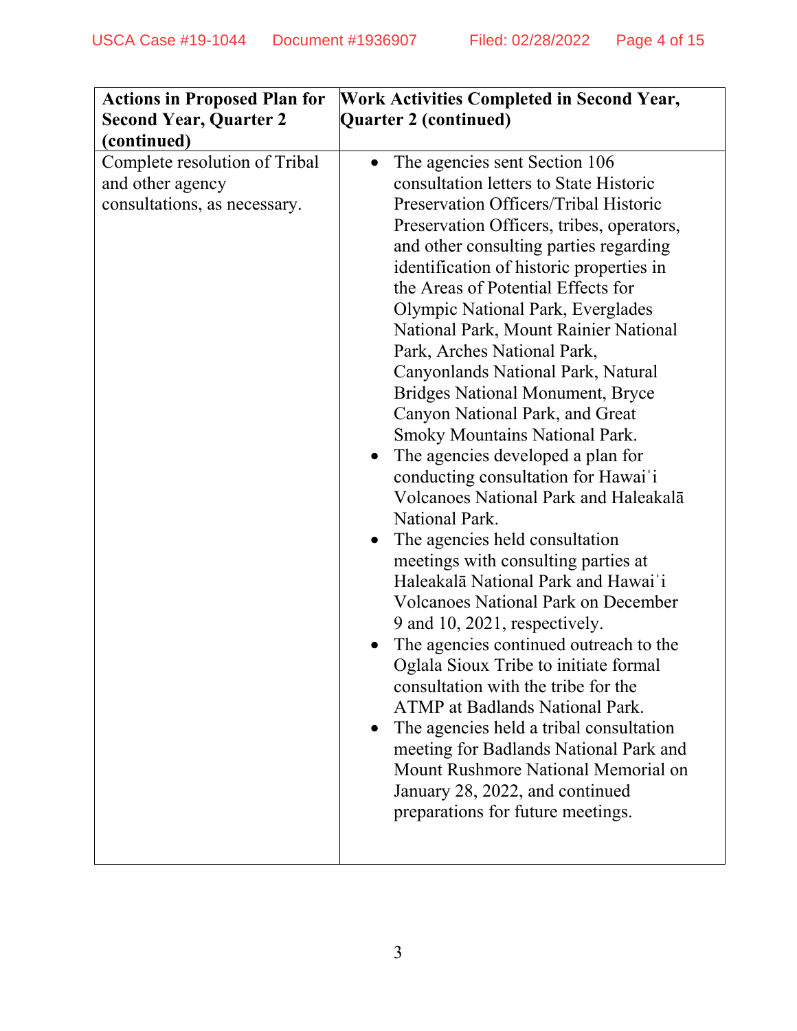| Actions in Proposed Plan for Second Year, Quarter 2 (continued) | Work Activities Completed in Second Year, Quarter 2 (continued) |
|---|---|
| Complete resolution of Tribal and other agency consultations, as necessary. | • The agencies sent Section 106 consultation letters to State Historic Preservation Officers/Tribal Historic Preservation Officers, tribes, operators, and other consulting parties regarding identification of historic properties in the Areas of Potential Effects for Olympic National Park, Everglades National Park, Mount Rainier National Park, Arches National Park, Canyonlands National Park, Natural Bridges National Monument, Bryce Canyon National Park, and Great Smoky Mountains National Park.<br>• The agencies developed a plan for conducting consultation for Hawaiʽi Volcanoes National Park and Haleakalā National Park.<br>• The agencies held consultation meetings with consulting parties at Haleakalā National Park and Hawaiʽi Volcanoes National Park on December 9 and 10, 2021, respectively.<br>• The agencies continued outreach to the Oglala Sioux Tribe to initiate formal consultation with the tribe for the ATMP at Badlands National Park.<br>• The agencies held a tribal consultation meeting for Badlands National Park and Mount Rushmore National Memorial on January 28, 2022, and continued preparations for future meetings. |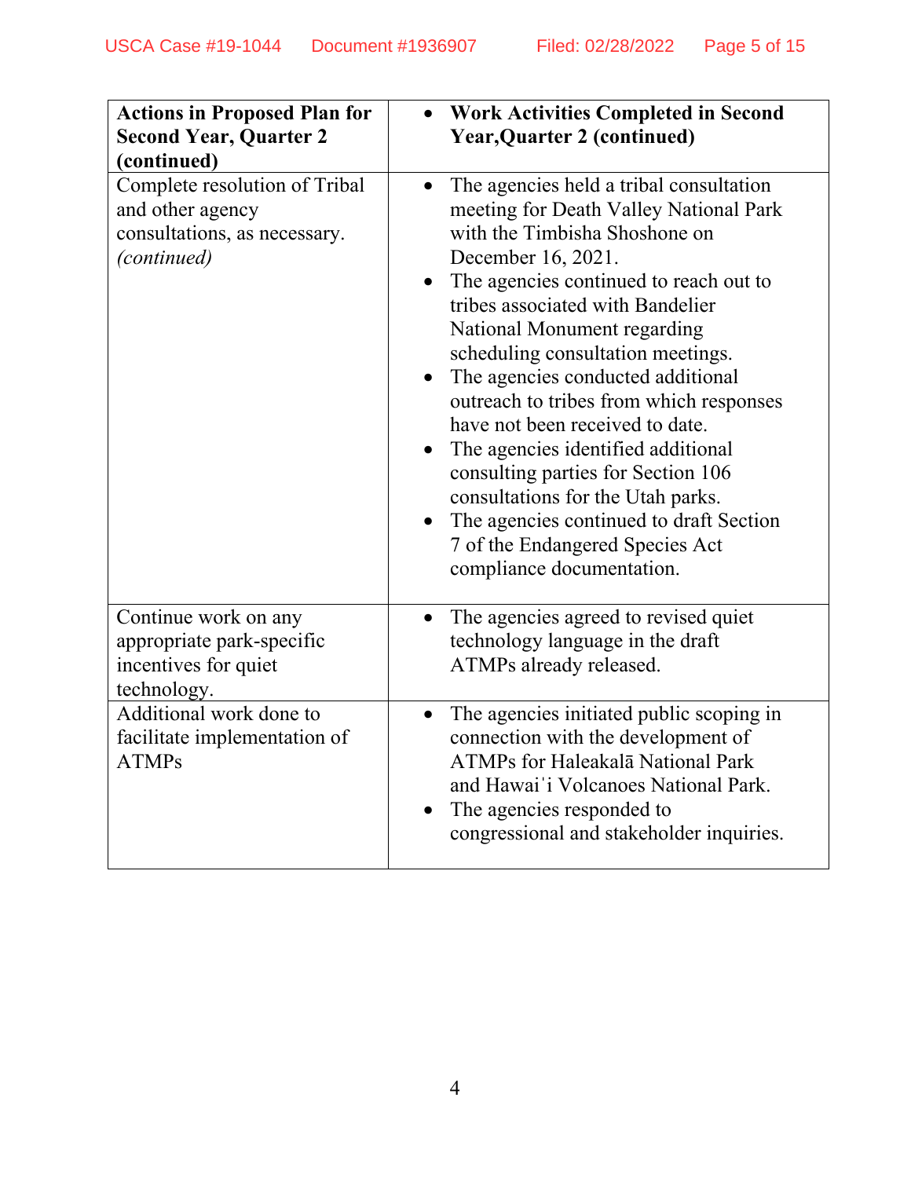| **Actions in Proposed Plan for Second Year, Quarter 2 (continued)** | • **Work Activities Completed in Second Year,Quarter 2 (continued)** |
|---|---|
| Complete resolution of Tribal and other agency consultations, as necessary. *(continued)* | • The agencies held a tribal consultation meeting for Death Valley National Park with the Timbisha Shoshone on December 16, 2021.<br>• The agencies continued to reach out to tribes associated with Bandelier National Monument regarding scheduling consultation meetings.<br>• The agencies conducted additional outreach to tribes from which responses have not been received to date.<br>• The agencies identified additional consulting parties for Section 106 consultations for the Utah parks.<br>• The agencies continued to draft Section 7 of the Endangered Species Act compliance documentation. |
| Continue work on any appropriate park-specific incentives for quiet technology. | • The agencies agreed to revised quiet technology language in the draft ATMPs already released. |
| Additional work done to facilitate implementation of ATMPs | • The agencies initiated public scoping in connection with the development of ATMPs for Haleakalā National Park and Hawaiʻi Volcanoes National Park.<br>• The agencies responded to congressional and stakeholder inquiries. |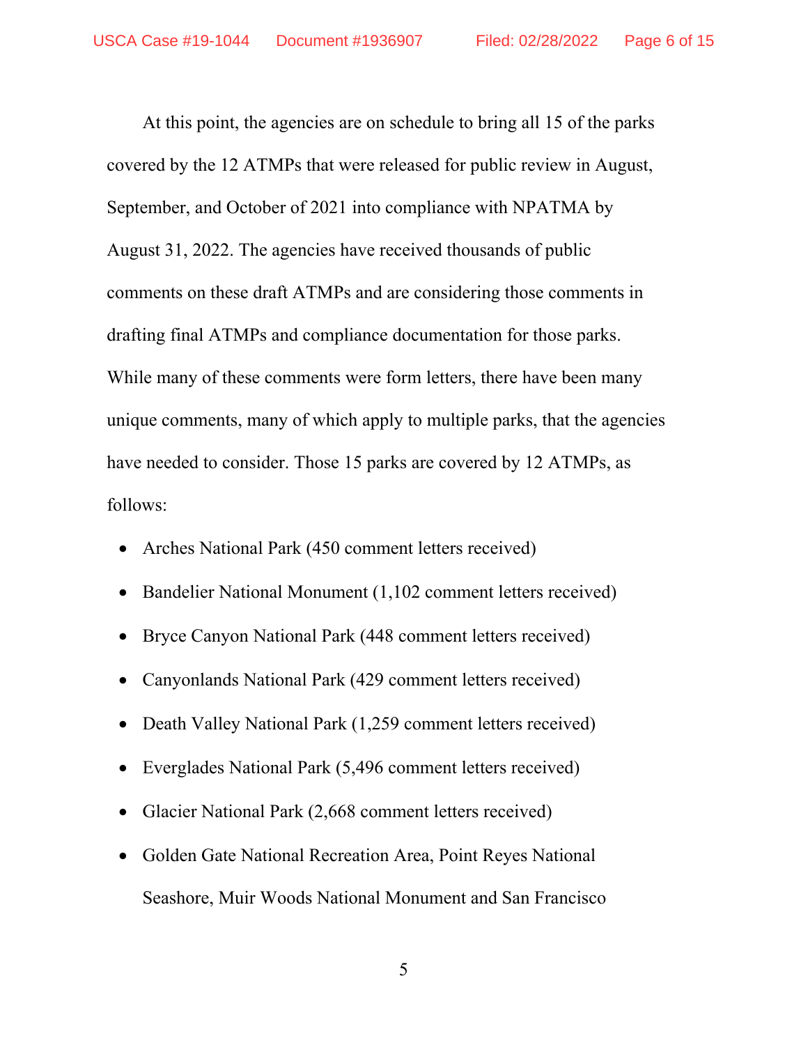At this point, the agencies are on schedule to bring all 15 of the parks covered by the 12 ATMPs that were released for public review in August, September, and October of 2021 into compliance with NPATMA by August 31, 2022. The agencies have received thousands of public comments on these draft ATMPs and are considering those comments in drafting final ATMPs and compliance documentation for those parks. While many of these comments were form letters, there have been many unique comments, many of which apply to multiple parks, that the agencies have needed to consider. Those 15 parks are covered by 12 ATMPs, as follows:

- Arches National Park (450 comment letters received)
- Bandelier National Monument (1,102 comment letters received)
- Bryce Canyon National Park (448 comment letters received)
- Canyonlands National Park (429 comment letters received)
- Death Valley National Park (1,259 comment letters received)
- Everglades National Park (5,496 comment letters received)
- Glacier National Park (2,668 comment letters received)
- Golden Gate National Recreation Area, Point Reyes National Seashore, Muir Woods National Monument and San Francisco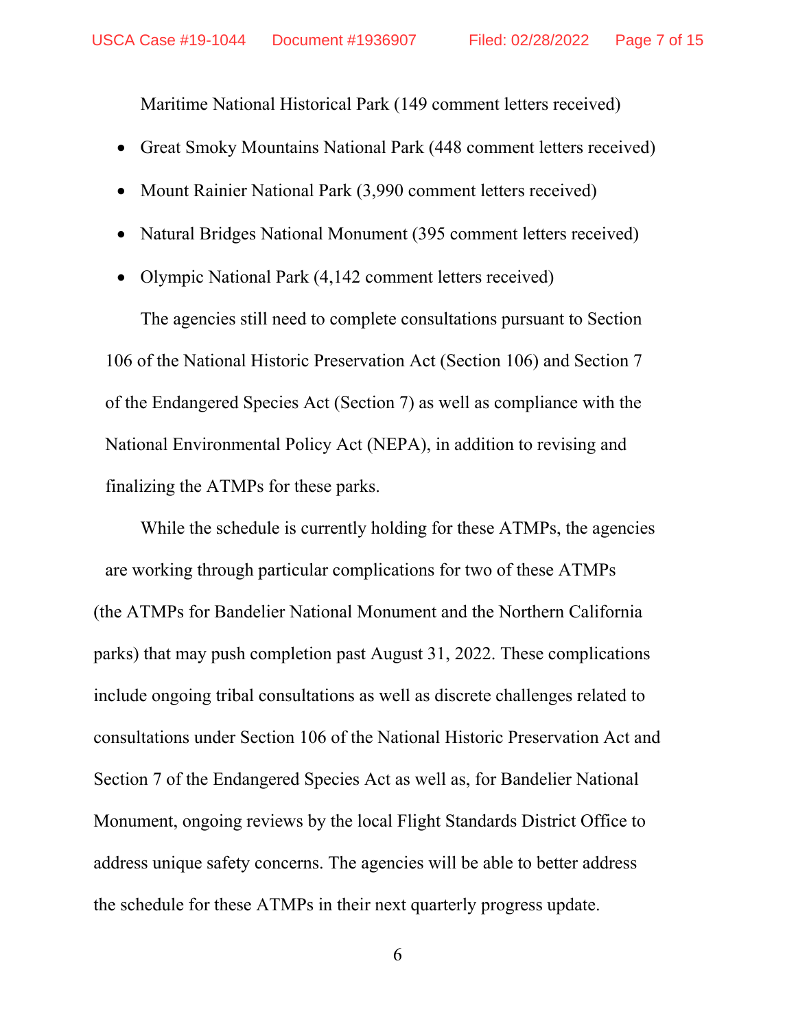Maritime National Historical Park (149 comment letters received)

- Great Smoky Mountains National Park (448 comment letters received)
- Mount Rainier National Park (3,990 comment letters received)
- Natural Bridges National Monument (395 comment letters received)
- Olympic National Park (4,142 comment letters received)

The agencies still need to complete consultations pursuant to Section 106 of the National Historic Preservation Act (Section 106) and Section 7 of the Endangered Species Act (Section 7) as well as compliance with the National Environmental Policy Act (NEPA), in addition to revising and finalizing the ATMPs for these parks.

While the schedule is currently holding for these ATMPs, the agencies are working through particular complications for two of these ATMPs (the ATMPs for Bandelier National Monument and the Northern California parks) that may push completion past August 31, 2022. These complications include ongoing tribal consultations as well as discrete challenges related to consultations under Section 106 of the National Historic Preservation Act and Section 7 of the Endangered Species Act as well as, for Bandelier National Monument, ongoing reviews by the local Flight Standards District Office to address unique safety concerns. The agencies will be able to better address the schedule for these ATMPs in their next quarterly progress update.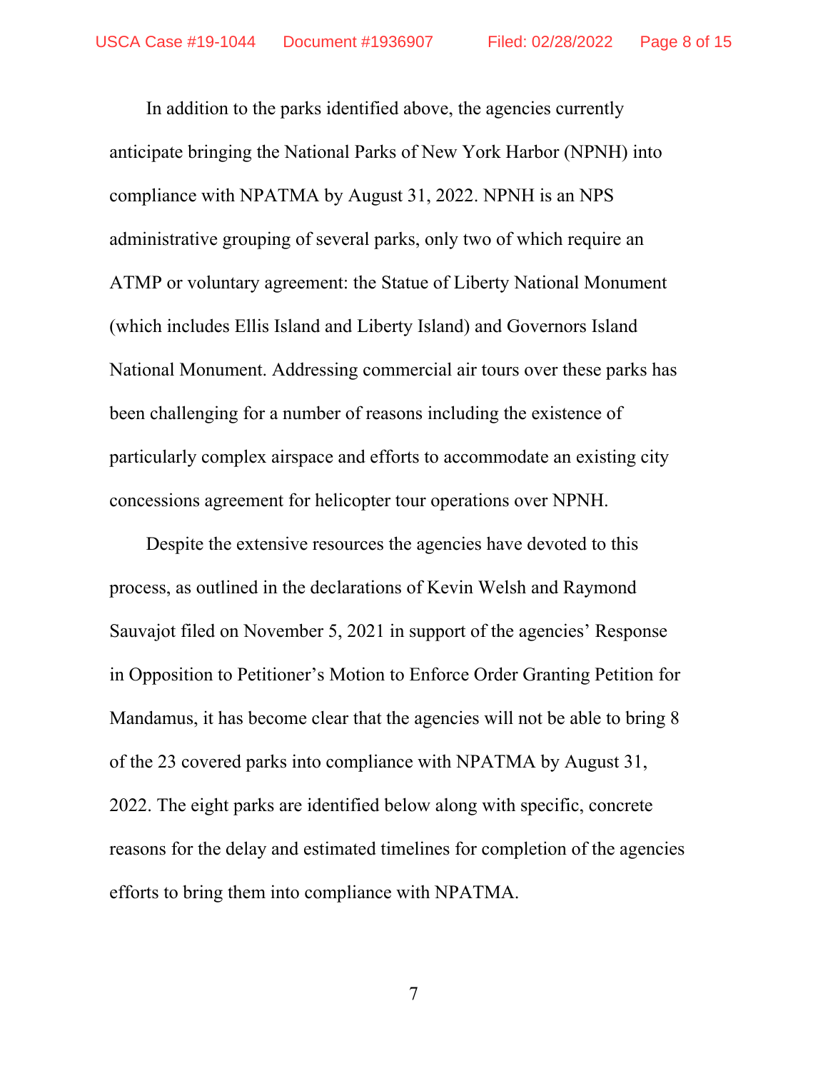In addition to the parks identified above, the agencies currently anticipate bringing the National Parks of New York Harbor (NPNH) into compliance with NPATMA by August 31, 2022. NPNH is an NPS administrative grouping of several parks, only two of which require an ATMP or voluntary agreement: the Statue of Liberty National Monument (which includes Ellis Island and Liberty Island) and Governors Island National Monument. Addressing commercial air tours over these parks has been challenging for a number of reasons including the existence of particularly complex airspace and efforts to accommodate an existing city concessions agreement for helicopter tour operations over NPNH.

Despite the extensive resources the agencies have devoted to this process, as outlined in the declarations of Kevin Welsh and Raymond Sauvajot filed on November 5, 2021 in support of the agencies' Response in Opposition to Petitioner's Motion to Enforce Order Granting Petition for Mandamus, it has become clear that the agencies will not be able to bring 8 of the 23 covered parks into compliance with NPATMA by August 31, 2022. The eight parks are identified below along with specific, concrete reasons for the delay and estimated timelines for completion of the agencies efforts to bring them into compliance with NPATMA.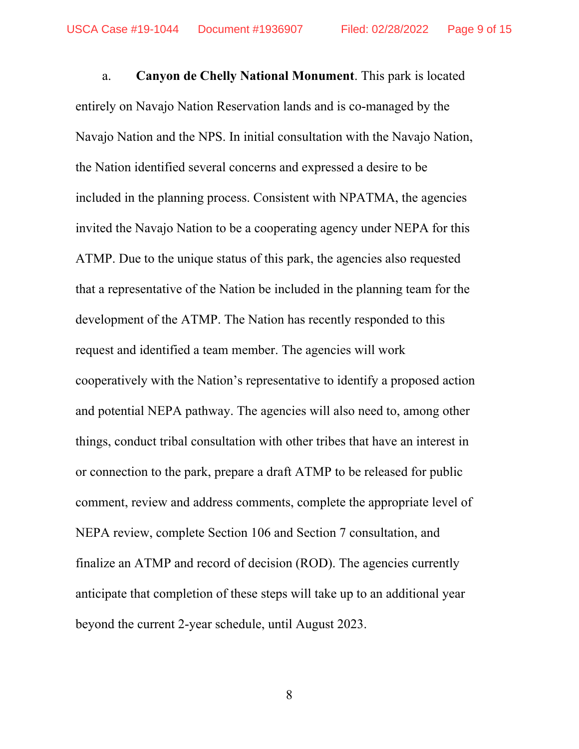a. **Canyon de Chelly National Monument**. This park is located entirely on Navajo Nation Reservation lands and is co-managed by the Navajo Nation and the NPS. In initial consultation with the Navajo Nation, the Nation identified several concerns and expressed a desire to be included in the planning process. Consistent with NPATMA, the agencies invited the Navajo Nation to be a cooperating agency under NEPA for this ATMP. Due to the unique status of this park, the agencies also requested that a representative of the Nation be included in the planning team for the development of the ATMP. The Nation has recently responded to this request and identified a team member. The agencies will work cooperatively with the Nation's representative to identify a proposed action and potential NEPA pathway. The agencies will also need to, among other things, conduct tribal consultation with other tribes that have an interest in or connection to the park, prepare a draft ATMP to be released for public comment, review and address comments, complete the appropriate level of NEPA review, complete Section 106 and Section 7 consultation, and finalize an ATMP and record of decision (ROD). The agencies currently anticipate that completion of these steps will take up to an additional year beyond the current 2-year schedule, until August 2023.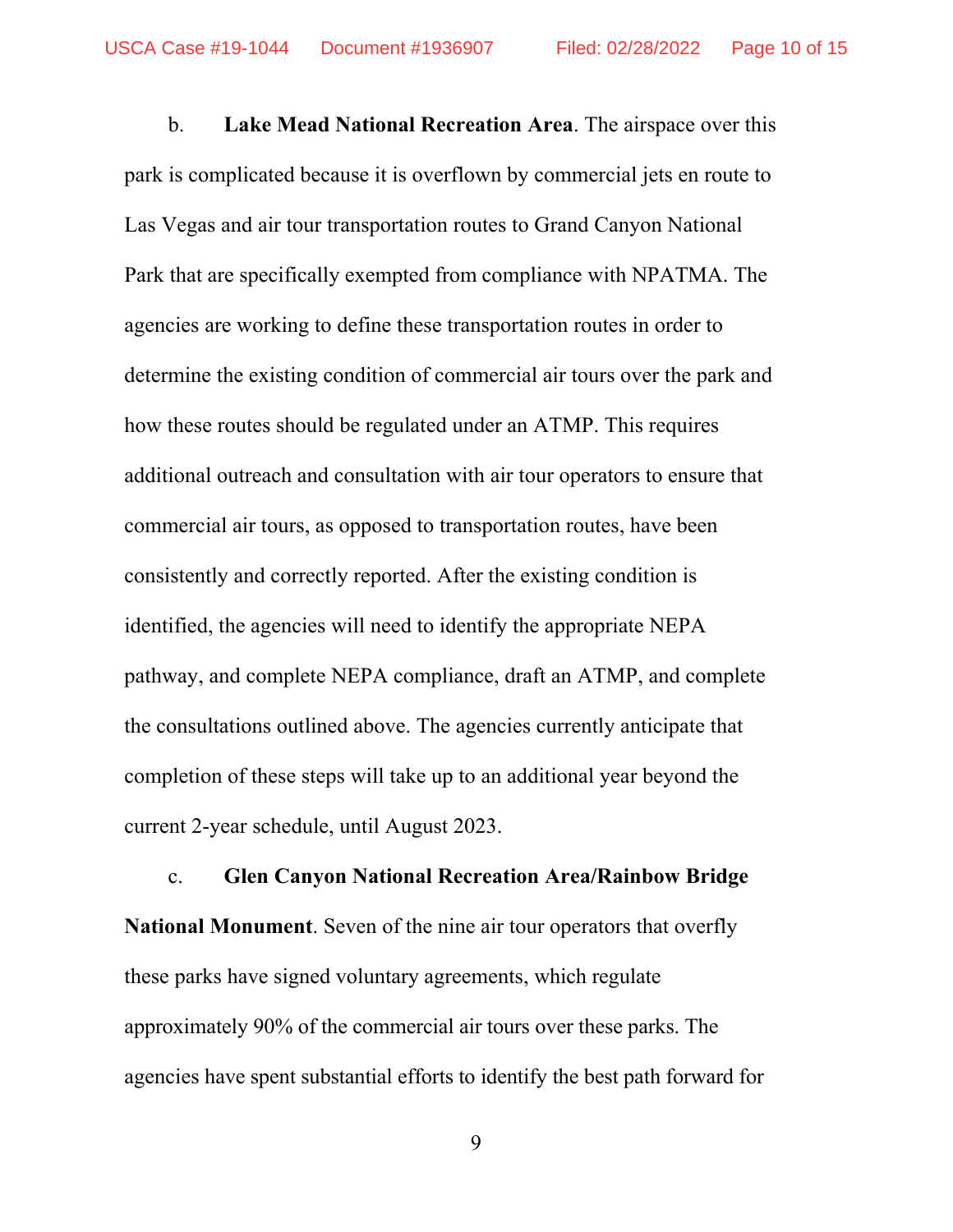b. **Lake Mead National Recreation Area**. The airspace over this park is complicated because it is overflown by commercial jets en route to Las Vegas and air tour transportation routes to Grand Canyon National Park that are specifically exempted from compliance with NPATMA. The agencies are working to define these transportation routes in order to determine the existing condition of commercial air tours over the park and how these routes should be regulated under an ATMP. This requires additional outreach and consultation with air tour operators to ensure that commercial air tours, as opposed to transportation routes, have been consistently and correctly reported. After the existing condition is identified, the agencies will need to identify the appropriate NEPA pathway, and complete NEPA compliance, draft an ATMP, and complete the consultations outlined above. The agencies currently anticipate that completion of these steps will take up to an additional year beyond the current 2-year schedule, until August 2023.

c. **Glen Canyon National Recreation Area/Rainbow Bridge National Monument**. Seven of the nine air tour operators that overfly these parks have signed voluntary agreements, which regulate approximately 90% of the commercial air tours over these parks. The agencies have spent substantial efforts to identify the best path forward for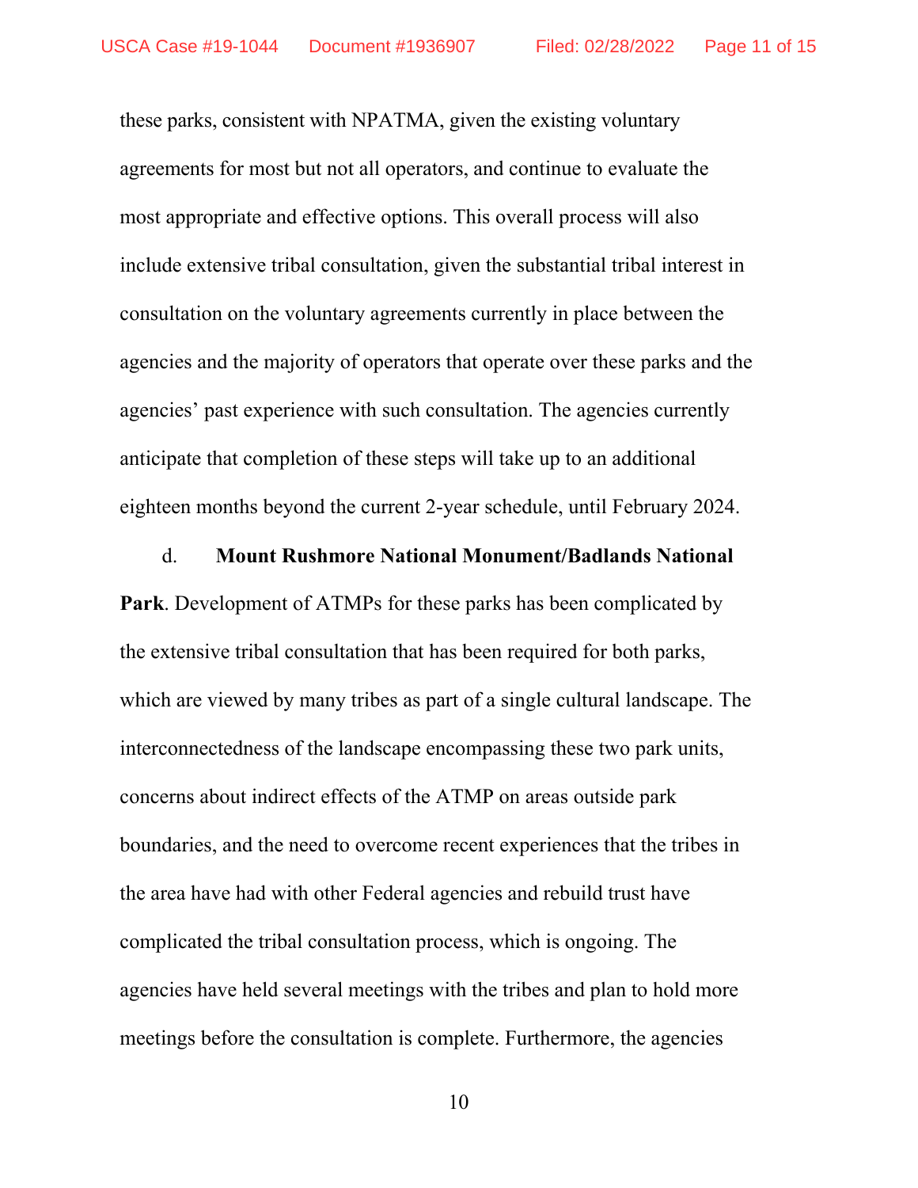these parks, consistent with NPATMA, given the existing voluntary agreements for most but not all operators, and continue to evaluate the most appropriate and effective options. This overall process will also include extensive tribal consultation, given the substantial tribal interest in consultation on the voluntary agreements currently in place between the agencies and the majority of operators that operate over these parks and the agencies' past experience with such consultation. The agencies currently anticipate that completion of these steps will take up to an additional eighteen months beyond the current 2-year schedule, until February 2024.

d. **Mount Rushmore National Monument/Badlands National Park**. Development of ATMPs for these parks has been complicated by the extensive tribal consultation that has been required for both parks, which are viewed by many tribes as part of a single cultural landscape. The interconnectedness of the landscape encompassing these two park units, concerns about indirect effects of the ATMP on areas outside park boundaries, and the need to overcome recent experiences that the tribes in the area have had with other Federal agencies and rebuild trust have complicated the tribal consultation process, which is ongoing. The agencies have held several meetings with the tribes and plan to hold more meetings before the consultation is complete. Furthermore, the agencies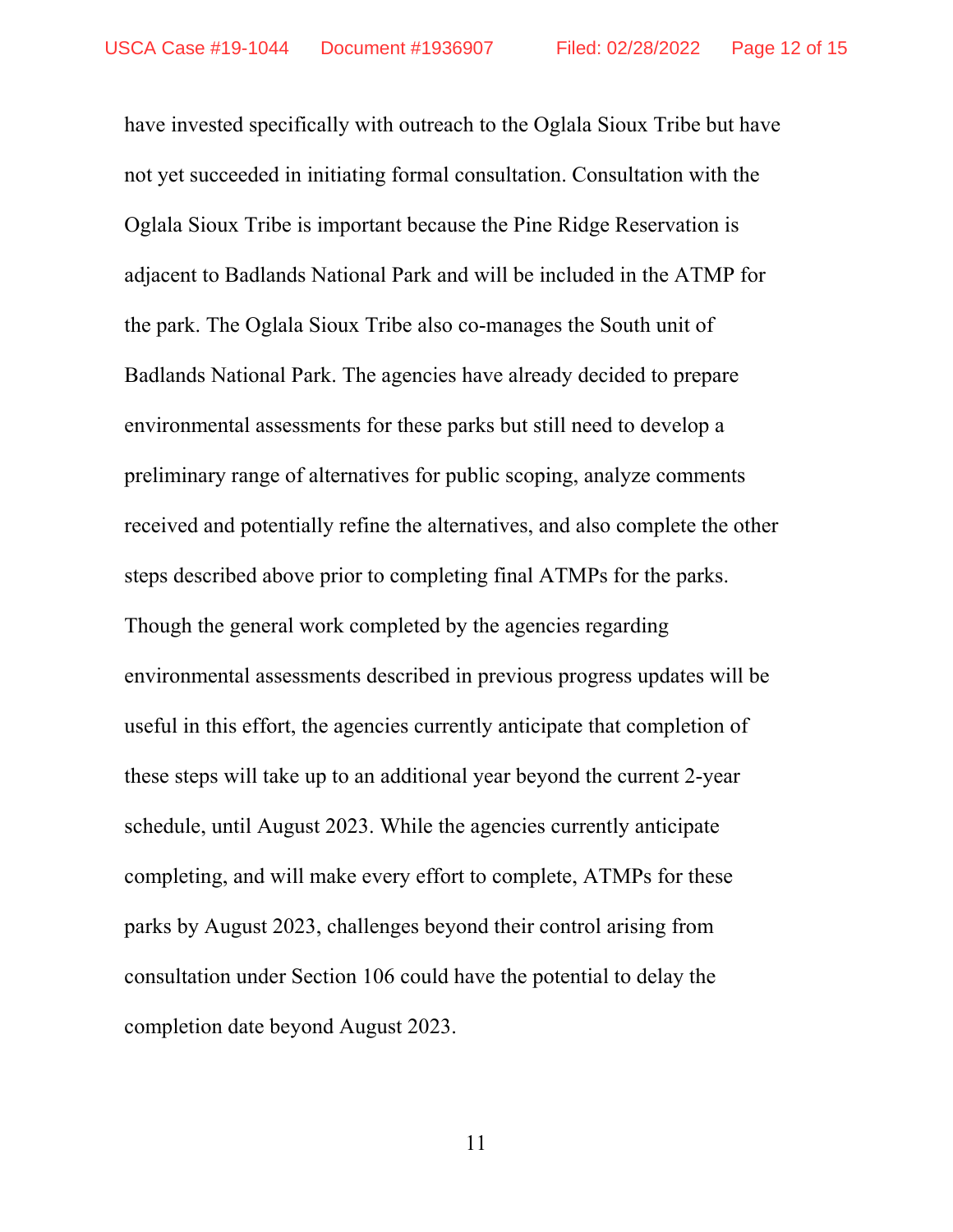have invested specifically with outreach to the Oglala Sioux Tribe but have not yet succeeded in initiating formal consultation. Consultation with the Oglala Sioux Tribe is important because the Pine Ridge Reservation is adjacent to Badlands National Park and will be included in the ATMP for the park. The Oglala Sioux Tribe also co-manages the South unit of Badlands National Park. The agencies have already decided to prepare environmental assessments for these parks but still need to develop a preliminary range of alternatives for public scoping, analyze comments received and potentially refine the alternatives, and also complete the other steps described above prior to completing final ATMPs for the parks. Though the general work completed by the agencies regarding environmental assessments described in previous progress updates will be useful in this effort, the agencies currently anticipate that completion of these steps will take up to an additional year beyond the current 2-year schedule, until August 2023. While the agencies currently anticipate completing, and will make every effort to complete, ATMPs for these parks by August 2023, challenges beyond their control arising from consultation under Section 106 could have the potential to delay the completion date beyond August 2023.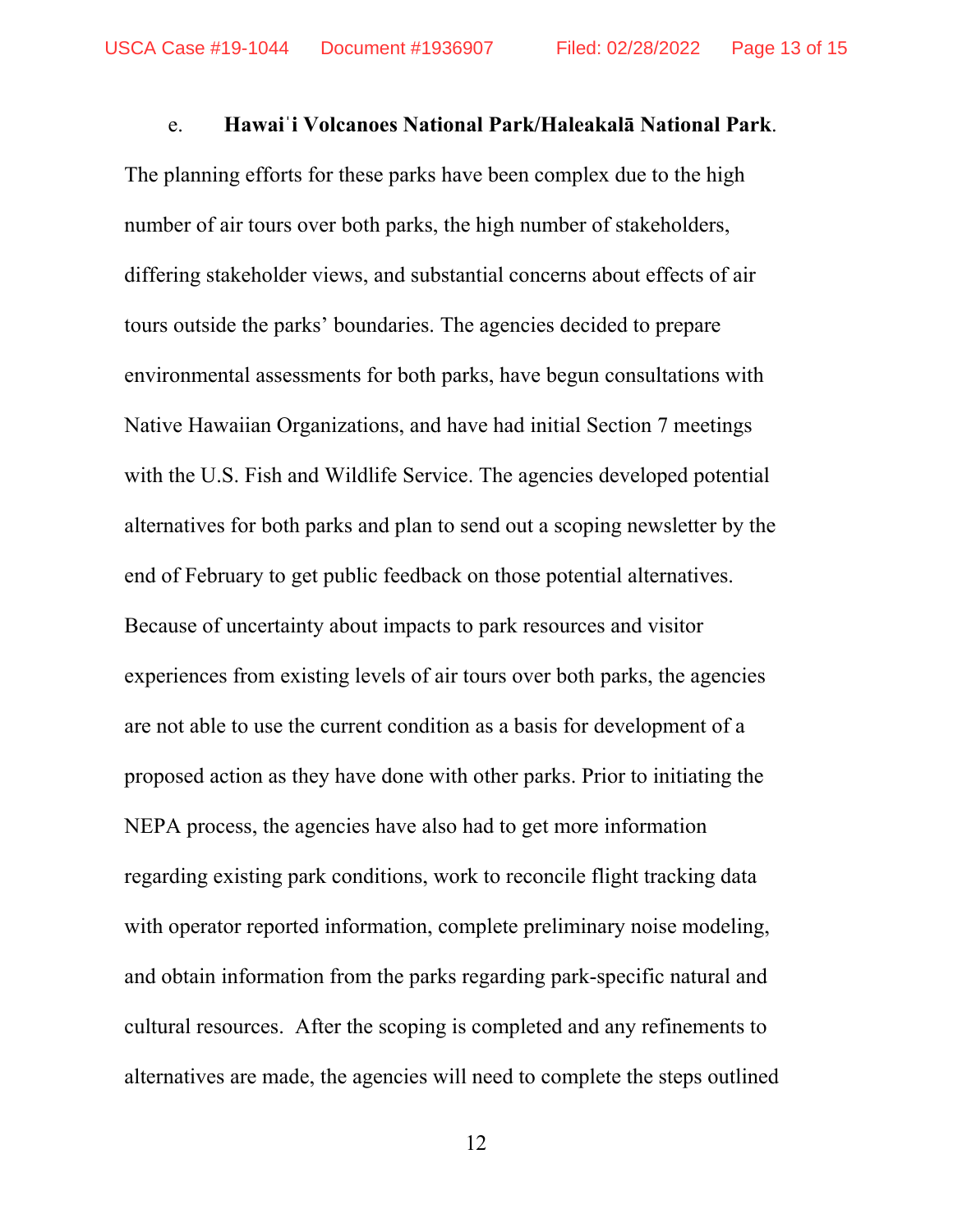e. **Hawaiʻi Volcanoes National Park/Haleakalā National Park**. The planning efforts for these parks have been complex due to the high number of air tours over both parks, the high number of stakeholders, differing stakeholder views, and substantial concerns about effects of air tours outside the parks' boundaries. The agencies decided to prepare environmental assessments for both parks, have begun consultations with Native Hawaiian Organizations, and have had initial Section 7 meetings with the U.S. Fish and Wildlife Service. The agencies developed potential alternatives for both parks and plan to send out a scoping newsletter by the end of February to get public feedback on those potential alternatives. Because of uncertainty about impacts to park resources and visitor experiences from existing levels of air tours over both parks, the agencies are not able to use the current condition as a basis for development of a proposed action as they have done with other parks. Prior to initiating the NEPA process, the agencies have also had to get more information regarding existing park conditions, work to reconcile flight tracking data with operator reported information, complete preliminary noise modeling, and obtain information from the parks regarding park-specific natural and cultural resources. After the scoping is completed and any refinements to alternatives are made, the agencies will need to complete the steps outlined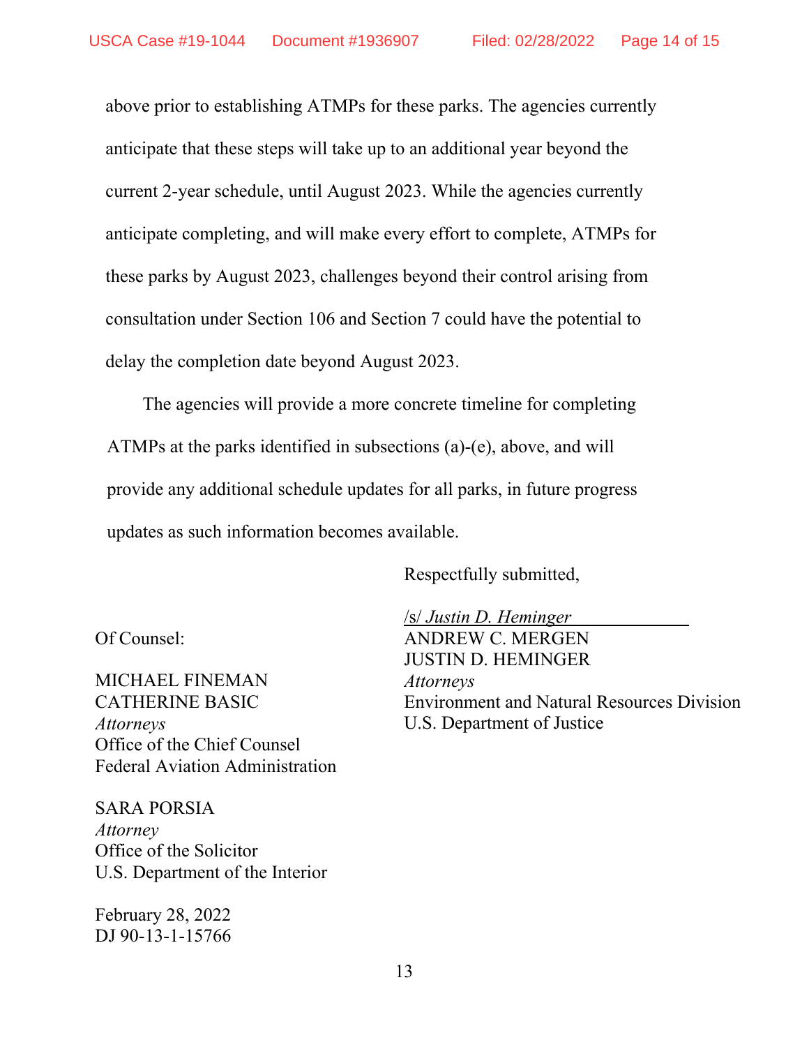above prior to establishing ATMPs for these parks. The agencies currently anticipate that these steps will take up to an additional year beyond the current 2-year schedule, until August 2023. While the agencies currently anticipate completing, and will make every effort to complete, ATMPs for these parks by August 2023, challenges beyond their control arising from consultation under Section 106 and Section 7 could have the potential to delay the completion date beyond August 2023.

The agencies will provide a more concrete timeline for completing ATMPs at the parks identified in subsections (a)-(e), above, and will provide any additional schedule updates for all parks, in future progress updates as such information becomes available.

Respectfully submitted,

/s/ *Justin D. Heminger*
ANDREW C. MERGEN
JUSTIN D. HEMINGER
*Attorneys*
Environment and Natural Resources Division
U.S. Department of Justice

Of Counsel:

MICHAEL FINEMAN
CATHERINE BASIC
*Attorneys*
Office of the Chief Counsel
Federal Aviation Administration

SARA PORSIA
*Attorney*
Office of the Solicitor
U.S. Department of the Interior

February 28, 2022
DJ 90-13-1-15766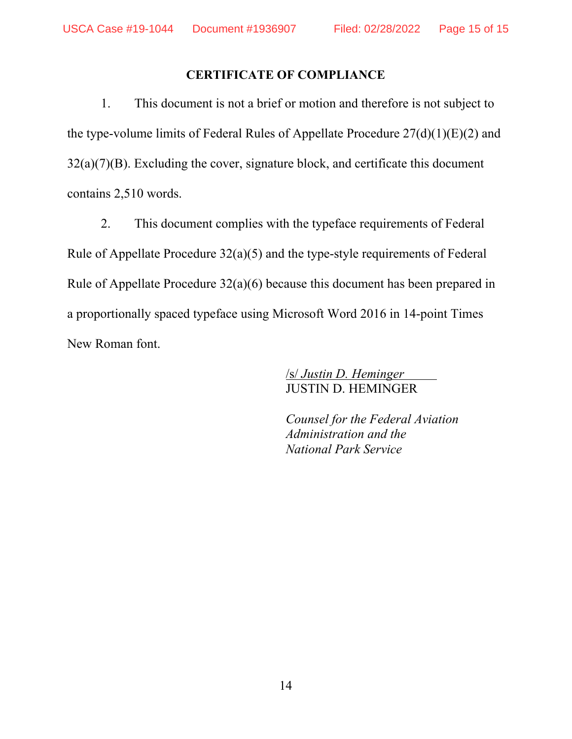## CERTIFICATE OF COMPLIANCE

1. This document is not a brief or motion and therefore is not subject to the type-volume limits of Federal Rules of Appellate Procedure 27(d)(1)(E)(2) and 32(a)(7)(B). Excluding the cover, signature block, and certificate this document contains 2,510 words.

2. This document complies with the typeface requirements of Federal Rule of Appellate Procedure 32(a)(5) and the type-style requirements of Federal Rule of Appellate Procedure 32(a)(6) because this document has been prepared in a proportionally spaced typeface using Microsoft Word 2016 in 14-point Times New Roman font.

/s/ *Justin D. Heminger*
JUSTIN D. HEMINGER

*Counsel for the Federal Aviation Administration and the National Park Service*